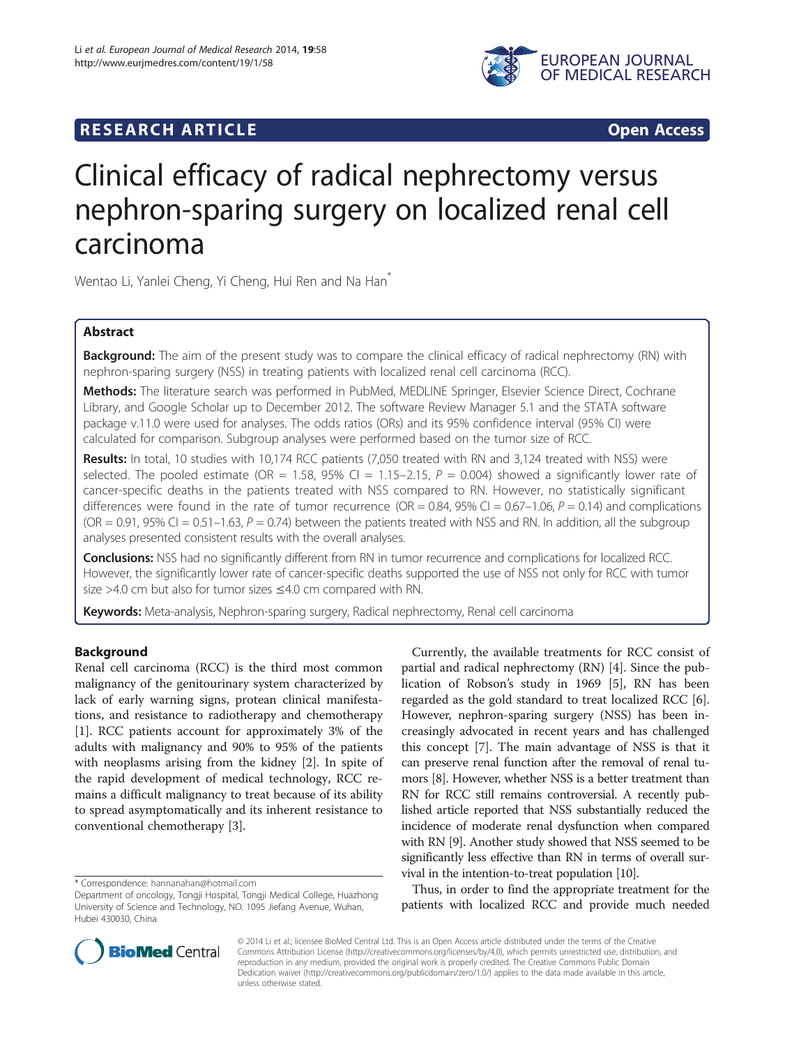**RESEARCH ARTICLE** **Open Access**

# Clinical efficacy of radical nephrectomy versus nephron-sparing surgery on localized renal cell carcinoma

Wentao Li, Yanlei Cheng, Yi Cheng, Hui Ren and Na Han*

## Abstract

**Background:** The aim of the present study was to compare the clinical efficacy of radical nephrectomy (RN) with nephron-sparing surgery (NSS) in treating patients with localized renal cell carcinoma (RCC).

**Methods:** The literature search was performed in PubMed, MEDLINE Springer, Elsevier Science Direct, Cochrane Library, and Google Scholar up to December 2012. The software Review Manager 5.1 and the STATA software package v.11.0 were used for analyses. The odds ratios (ORs) and its 95% confidence interval (95% CI) were calculated for comparison. Subgroup analyses were performed based on the tumor size of RCC.

**Results:** In total, 10 studies with 10,174 RCC patients (7,050 treated with RN and 3,124 treated with NSS) were selected. The pooled estimate (OR = 1.58, 95% CI = 1.15–2.15, $P = 0.004$) showed a significantly lower rate of cancer-specific deaths in the patients treated with NSS compared to RN. However, no statistically significant differences were found in the rate of tumor recurrence (OR = 0.84, 95% CI = 0.67–1.06, $P = 0.14$) and complications (OR = 0.91, 95% CI = 0.51–1.63, $P = 0.74$) between the patients treated with NSS and RN. In addition, all the subgroup analyses presented consistent results with the overall analyses.

**Conclusions:** NSS had no significantly different from RN in tumor recurrence and complications for localized RCC. However, the significantly lower rate of cancer-specific deaths supported the use of NSS not only for RCC with tumor size >4.0 cm but also for tumor sizes ≤4.0 cm compared with RN.

**Keywords:** Meta-analysis, Nephron-sparing surgery, Radical nephrectomy, Renal cell carcinoma

## Background

Renal cell carcinoma (RCC) is the third most common malignancy of the genitourinary system characterized by lack of early warning signs, protean clinical manifestations, and resistance to radiotherapy and chemotherapy [1]. RCC patients account for approximately 3% of the adults with malignancy and 90% to 95% of the patients with neoplasms arising from the kidney [2]. In spite of the rapid development of medical technology, RCC remains a difficult malignancy to treat because of its ability to spread asymptomatically and its inherent resistance to conventional chemotherapy [3].

Currently, the available treatments for RCC consist of partial and radical nephrectomy (RN) [4]. Since the publication of Robson's study in 1969 [5], RN has been regarded as the gold standard to treat localized RCC [6]. However, nephron-sparing surgery (NSS) has been increasingly advocated in recent years and has challenged this concept [7]. The main advantage of NSS is that it can preserve renal function after the removal of renal tumors [8]. However, whether NSS is a better treatment than RN for RCC still remains controversial. A recently published article reported that NSS substantially reduced the incidence of moderate renal dysfunction when compared with RN [9]. Another study showed that NSS seemed to be significantly less effective than RN in terms of overall survival in the intention-to-treat population [10].

Thus, in order to find the appropriate treatment for the patients with localized RCC and provide much needed

\* Correspondence: hannanahan@hotmail.com
Department of oncology, Tongji Hospital, Tongji Medical College, Huazhong University of Science and Technology, NO. 1095 Jiefang Avenue, Wuhan, Hubei 430030, China

© 2014 Li et al.; licensee BioMed Central Ltd. This is an Open Access article distributed under the terms of the Creative Commons Attribution License (http://creativecommons.org/licenses/by/4.0), which permits unrestricted use, distribution, and reproduction in any medium, provided the original work is properly credited. The Creative Commons Public Domain Dedication waiver (http://creativecommons.org/publicdomain/zero/1.0/) applies to the data made available in this article, unless otherwise stated.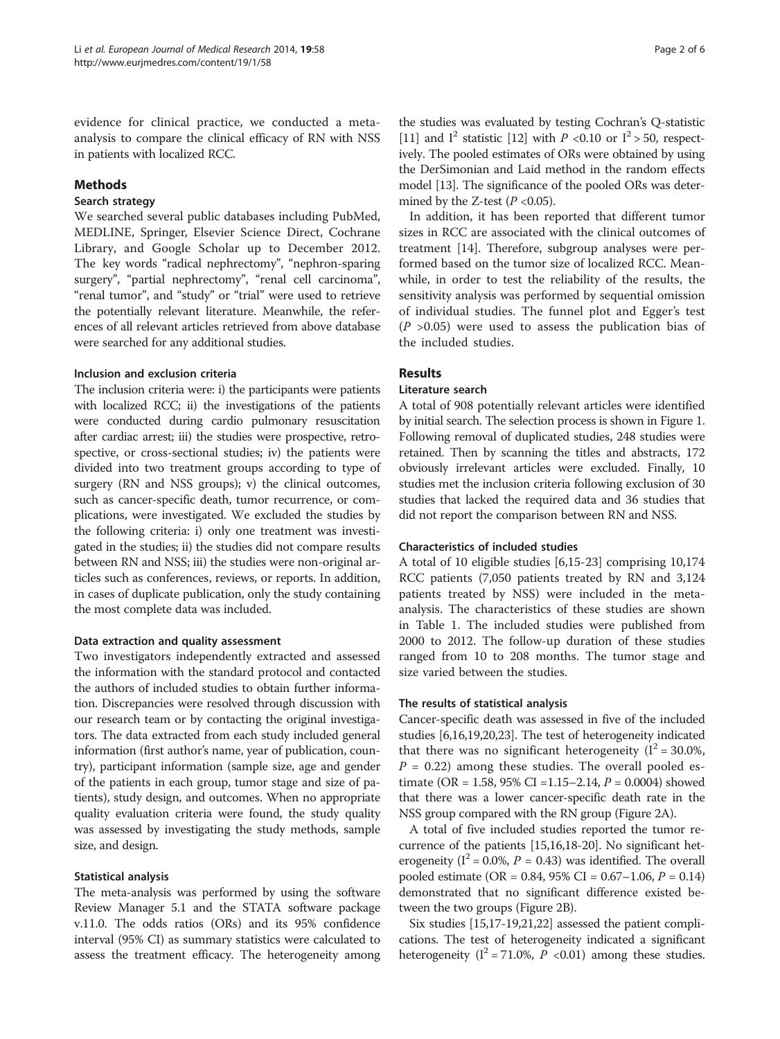evidence for clinical practice, we conducted a meta-analysis to compare the clinical efficacy of RN with NSS in patients with localized RCC.

## Methods

### Search strategy

We searched several public databases including PubMed, MEDLINE, Springer, Elsevier Science Direct, Cochrane Library, and Google Scholar up to December 2012. The key words "radical nephrectomy", "nephron-sparing surgery", "partial nephrectomy", "renal cell carcinoma", "renal tumor", and "study" or "trial" were used to retrieve the potentially relevant literature. Meanwhile, the references of all relevant articles retrieved from above database were searched for any additional studies.

#### Inclusion and exclusion criteria

The inclusion criteria were: i) the participants were patients with localized RCC; ii) the investigations of the patients were conducted during cardio pulmonary resuscitation after cardiac arrest; iii) the studies were prospective, retrospective, or cross-sectional studies; iv) the patients were divided into two treatment groups according to type of surgery (RN and NSS groups); v) the clinical outcomes, such as cancer-specific death, tumor recurrence, or complications, were investigated. We excluded the studies by the following criteria: i) only one treatment was investigated in the studies; ii) the studies did not compare results between RN and NSS; iii) the studies were non-original articles such as conferences, reviews, or reports. In addition, in cases of duplicate publication, only the study containing the most complete data was included.

#### Data extraction and quality assessment

Two investigators independently extracted and assessed the information with the standard protocol and contacted the authors of included studies to obtain further information. Discrepancies were resolved through discussion with our research team or by contacting the original investigators. The data extracted from each study included general information (first author's name, year of publication, country), participant information (sample size, age and gender of the patients in each group, tumor stage and size of patients), study design, and outcomes. When no appropriate quality evaluation criteria were found, the study quality was assessed by investigating the study methods, sample size, and design.

#### Statistical analysis

The meta-analysis was performed by using the software Review Manager 5.1 and the STATA software package v.11.0. The odds ratios (ORs) and its 95% confidence interval (95% CI) as summary statistics were calculated to assess the treatment efficacy. The heterogeneity among the studies was evaluated by testing Cochran's Q-statistic [11] and $I^2$ statistic [12] with $P < 0.10$ or $I^2 > 50$, respectively. The pooled estimates of ORs were obtained by using the DerSimonian and Laid method in the random effects model [13]. The significance of the pooled ORs was determined by the Z-test ($P < 0.05$).

In addition, it has been reported that different tumor sizes in RCC are associated with the clinical outcomes of treatment [14]. Therefore, subgroup analyses were performed based on the tumor size of localized RCC. Meanwhile, in order to test the reliability of the results, the sensitivity analysis was performed by sequential omission of individual studies. The funnel plot and Egger's test ($P > 0.05$) were used to assess the publication bias of the included studies.

## Results

### Literature search

A total of 908 potentially relevant articles were identified by initial search. The selection process is shown in Figure 1. Following removal of duplicated studies, 248 studies were retained. Then by scanning the titles and abstracts, 172 obviously irrelevant articles were excluded. Finally, 10 studies met the inclusion criteria following exclusion of 30 studies that lacked the required data and 36 studies that did not report the comparison between RN and NSS.

### Characteristics of included studies

A total of 10 eligible studies [6,15-23] comprising 10,174 RCC patients (7,050 patients treated by RN and 3,124 patients treated by NSS) were included in the meta-analysis. The characteristics of these studies are shown in Table 1. The included studies were published from 2000 to 2012. The follow-up duration of these studies ranged from 10 to 208 months. The tumor stage and size varied between the studies.

### The results of statistical analysis

Cancer-specific death was assessed in five of the included studies [6,16,19,20,23]. The test of heterogeneity indicated that there was no significant heterogeneity ($I^2 = 30.0\%$, $P = 0.22$) among these studies. The overall pooled estimate (OR = 1.58, 95% CI =1.15–2.14, $P = 0.0004$) showed that there was a lower cancer-specific death rate in the NSS group compared with the RN group (Figure 2A).

A total of five included studies reported the tumor recurrence of the patients [15,16,18-20]. No significant heterogeneity ($I^2 = 0.0\%$, $P = 0.43$) was identified. The overall pooled estimate (OR = 0.84, 95% CI = 0.67–1.06, $P = 0.14$) demonstrated that no significant difference existed between the two groups (Figure 2B).

Six studies [15,17-19,21,22] assessed the patient complications. The test of heterogeneity indicated a significant heterogeneity ($I^2 = 71.0\%$, $P < 0.01$) among these studies.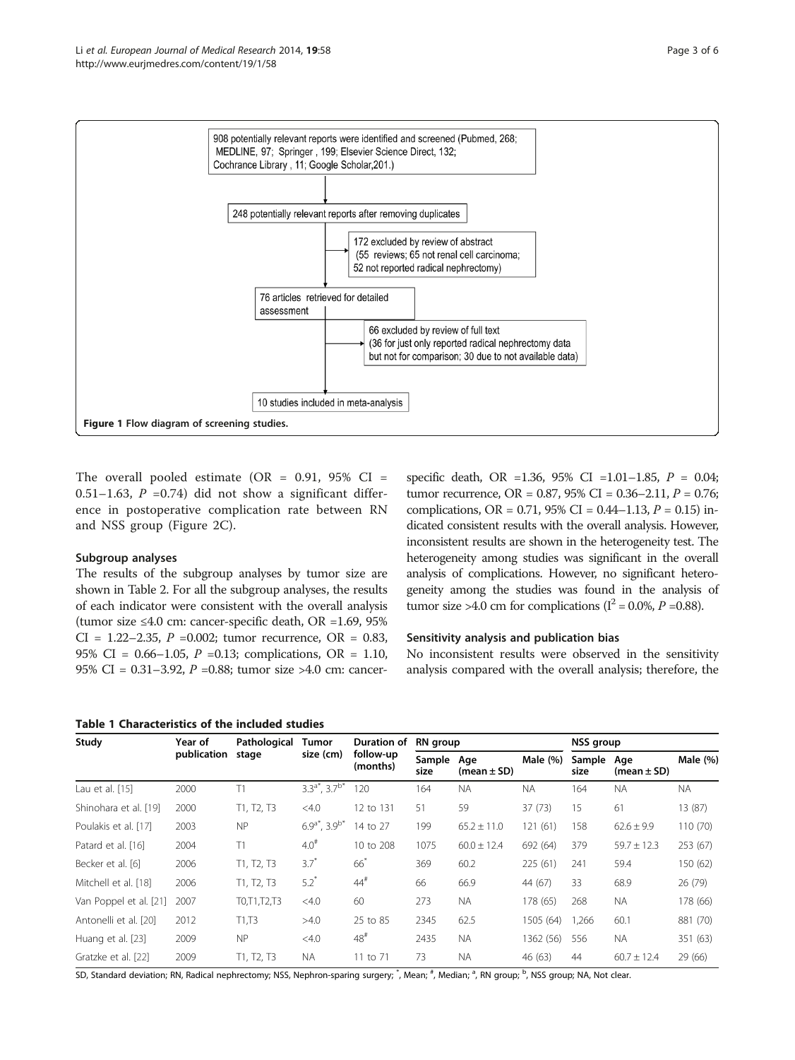908 potentially relevant reports were identified and screened (Pubmed, 268; MEDLINE, 97; Springer, 199; Elsevier Science Direct, 132; Cochrance Library, 11; Google Scholar, 201.)

248 potentially relevant reports after removing duplicates

172 excluded by review of abstract (55 reviews; 65 not renal cell carcinoma; 52 not reported radical nephrectomy)

76 articles retrieved for detailed assessment

66 excluded by review of full text (36 for just only reported radical nephrectomy data but not for comparison; 30 due to not available data)

10 studies included in meta-analysis

**Figure 1 Flow diagram of screening studies.**

The overall pooled estimate (OR = 0.91, 95% CI = 0.51–1.63, $P$ =0.74) did not show a significant difference in postoperative complication rate between RN and NSS group (Figure 2C).

### Subgroup analyses

The results of the subgroup analyses by tumor size are shown in Table 2. For all the subgroup analyses, the results of each indicator were consistent with the overall analysis (tumor size ≤4.0 cm: cancer-specific death, OR =1.69, 95% CI = 1.22–2.35, $P$ =0.002; tumor recurrence, OR = 0.83, 95% CI = 0.66–1.05, $P$ =0.13; complications, OR = 1.10, 95% CI = 0.31–3.92, $P$ =0.88; tumor size >4.0 cm: cancer-specific death, OR =1.36, 95% CI =1.01–1.85, $P$ = 0.04; tumor recurrence, OR = 0.87, 95% CI = 0.36–2.11, $P$ = 0.76; complications, OR = 0.71, 95% CI = 0.44–1.13, $P$ = 0.15) indicated consistent results with the overall analysis. However, inconsistent results are shown in the heterogeneity test. The heterogeneity among studies was significant in the overall analysis of complications. However, no significant heterogeneity among the studies was found in the analysis of tumor size >4.0 cm for complications ($I^2$ = 0.0%, $P$ =0.88).

### Sensitivity analysis and publication bias

No inconsistent results were observed in the sensitivity analysis compared with the overall analysis; therefore, the

**Table 1 Characteristics of the included studies**

| Study | Year of publication | Pathological stage | Tumor size (cm) | Duration of follow-up (months) | RN group | | | NSS group | | |
|---|---|---|---|---|---|---|---|---|---|---|
| | | | | | Sample size | Age (mean ± SD) | Male (%) | Sample size | Age (mean ± SD) | Male (%) |
| Lau et al. [15] | 2000 | T1 | 3.3[a*], 3.7[b*] | 120 | 164 | NA | NA | 164 | NA | NA |
| Shinohara et al. [19] | 2000 | T1, T2, T3 | <4.0 | 12 to 131 | 51 | 59 | 37 (73) | 15 | 61 | 13 (87) |
| Poulakis et al. [17] | 2003 | NP | 6.9[a*], 3.9[b*] | 14 to 27 | 199 | 65.2 ± 11.0 | 121 (61) | 158 | 62.6 ± 9.9 | 110 (70) |
| Patard et al. [16] | 2004 | T1 | 4.0[#] | 10 to 208 | 1075 | 60.0 ± 12.4 | 692 (64) | 379 | 59.7 ± 12.3 | 253 (67) |
| Becker et al. [6] | 2006 | T1, T2, T3 | 3.7[*] | 66[*] | 369 | 60.2 | 225 (61) | 241 | 59.4 | 150 (62) |
| Mitchell et al. [18] | 2006 | T1, T2, T3 | 5.2[*] | 44[#] | 66 | 66.9 | 44 (67) | 33 | 68.9 | 26 (79) |
| Van Poppel et al. [21] | 2007 | T0,T1,T2,T3 | <4.0 | 60 | 273 | NA | 178 (65) | 268 | NA | 178 (66) |
| Antonelli et al. [20] | 2012 | T1,T3 | >4.0 | 25 to 85 | 2345 | 62.5 | 1505 (64) | 1,266 | 60.1 | 881 (70) |
| Huang et al. [23] | 2009 | NP | <4.0 | 48[#] | 2435 | NA | 1362 (56) | 556 | NA | 351 (63) |
| Gratzke et al. [22] | 2009 | T1, T2, T3 | NA | 11 to 71 | 73 | NA | 46 (63) | 44 | 60.7 ± 12.4 | 29 (66) |

SD, Standard deviation; RN, Radical nephrectomy; NSS, Nephron-sparing surgery; [*], Mean; [#], Median; [a], RN group; [b], NSS group; NA, Not clear.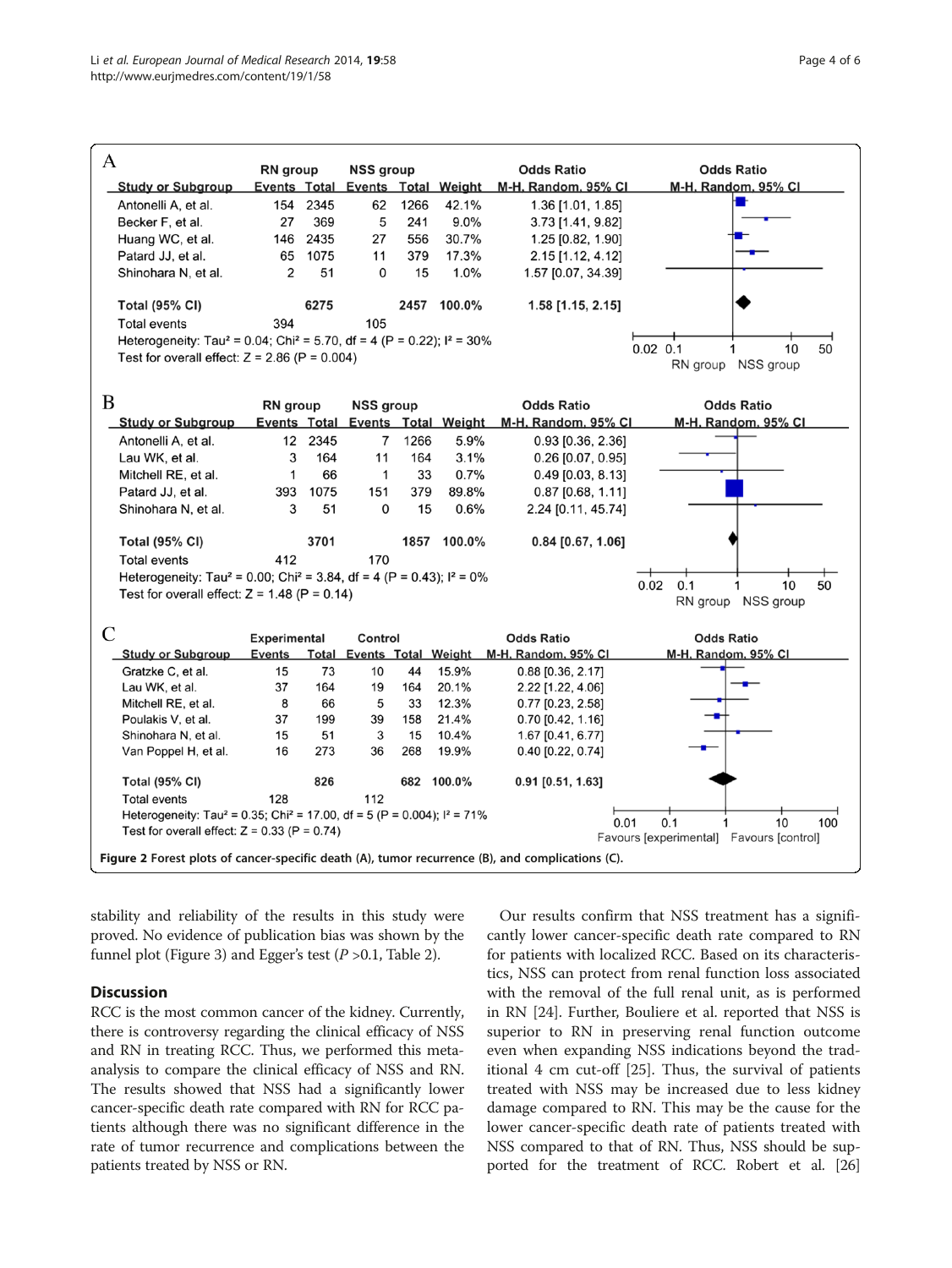A

| Study or Subgroup | RN group Events | RN group Total | NSS group Events | NSS group Total | Weight | Odds Ratio M-H, Random, 95% CI |
|---|---|---|---|---|---|---|
| Antonelli A, et al. | 154 | 2345 | 62 | 1266 | 42.1% | 1.36 [1.01, 1.85] |
| Becker F, et al. | 27 | 369 | 5 | 241 | 9.0% | 3.73 [1.41, 9.82] |
| Huang WC, et al. | 146 | 2435 | 27 | 556 | 30.7% | 1.25 [0.82, 1.90] |
| Patard JJ, et al. | 65 | 1075 | 11 | 379 | 17.3% | 2.15 [1.12, 4.12] |
| Shinohara N, et al. | 2 | 51 | 0 | 15 | 1.0% | 1.57 [0.07, 34.39] |
| **Total (95% CI)** | | **6275** | | **2457** | **100.0%** | **1.58 [1.15, 2.15]** |
| Total events | 394 | | 105 | | | |

Heterogeneity: Tau² = 0.04; Chi² = 5.70, df = 4 (P = 0.22); I² = 30%
Test for overall effect: Z = 2.86 (P = 0.004)

B

| Study or Subgroup | RN group Events | RN group Total | NSS group Events | NSS group Total | Weight | Odds Ratio M-H, Random, 95% CI |
|---|---|---|---|---|---|---|
| Antonelli A, et al. | 12 | 2345 | 7 | 1266 | 5.9% | 0.93 [0.36, 2.36] |
| Lau WK, et al. | 3 | 164 | 11 | 164 | 3.1% | 0.26 [0.07, 0.95] |
| Mitchell RE, et al. | 1 | 66 | 1 | 33 | 0.7% | 0.49 [0.03, 8.13] |
| Patard JJ, et al. | 393 | 1075 | 151 | 379 | 89.8% | 0.87 [0.68, 1.11] |
| Shinohara N, et al. | 3 | 51 | 0 | 15 | 0.6% | 2.24 [0.11, 45.74] |
| **Total (95% CI)** | | **3701** | | **1857** | **100.0%** | **0.84 [0.67, 1.06]** |
| Total events | 412 | | 170 | | | |

Heterogeneity: Tau² = 0.00; Chi² = 3.84, df = 4 (P = 0.43); I² = 0%
Test for overall effect: Z = 1.48 (P = 0.14)

C

| Study or Subgroup | Experimental Events | Experimental Total | Control Events | Control Total | Weight | Odds Ratio M-H, Random, 95% CI |
|---|---|---|---|---|---|---|
| Gratzke C, et al. | 15 | 73 | 10 | 44 | 15.9% | 0.88 [0.36, 2.17] |
| Lau WK, et al. | 37 | 164 | 19 | 164 | 20.1% | 2.22 [1.22, 4.06] |
| Mitchell RE, et al. | 8 | 66 | 5 | 33 | 12.3% | 0.77 [0.23, 2.58] |
| Poulakis V, et al. | 37 | 199 | 39 | 158 | 21.4% | 0.70 [0.42, 1.16] |
| Shinohara N, et al. | 15 | 51 | 3 | 15 | 10.4% | 1.67 [0.41, 6.77] |
| Van Poppel H, et al. | 16 | 273 | 36 | 268 | 19.9% | 0.40 [0.22, 0.74] |
| **Total (95% CI)** | | **826** | | **682** | **100.0%** | **0.91 [0.51, 1.63]** |
| Total events | 128 | | 112 | | | |

Heterogeneity: Tau² = 0.35; Chi² = 17.00, df = 5 (P = 0.004); I² = 71%
Test for overall effect: Z = 0.33 (P = 0.74)

**Figure 2** Forest plots of cancer-specific death (A), tumor recurrence (B), and complications (C).

stability and reliability of the results in this study were proved. No evidence of publication bias was shown by the funnel plot (Figure 3) and Egger's test (*P* >0.1, Table 2).

## Discussion

RCC is the most common cancer of the kidney. Currently, there is controversy regarding the clinical efficacy of NSS and RN in treating RCC. Thus, we performed this meta-analysis to compare the clinical efficacy of NSS and RN. The results showed that NSS had a significantly lower cancer-specific death rate compared with RN for RCC patients although there was no significant difference in the rate of tumor recurrence and complications between the patients treated by NSS or RN.

Our results confirm that NSS treatment has a significantly lower cancer-specific death rate compared to RN for patients with localized RCC. Based on its characteristics, NSS can protect from renal function loss associated with the removal of the full renal unit, as is performed in RN [24]. Further, Bouliere et al. reported that NSS is superior to RN in preserving renal function outcome even when expanding NSS indications beyond the traditional 4 cm cut-off [25]. Thus, the survival of patients treated with NSS may be increased due to less kidney damage compared to RN. This may be the cause for the lower cancer-specific death rate of patients treated with NSS compared to that of RN. Thus, NSS should be supported for the treatment of RCC. Robert et al. [26]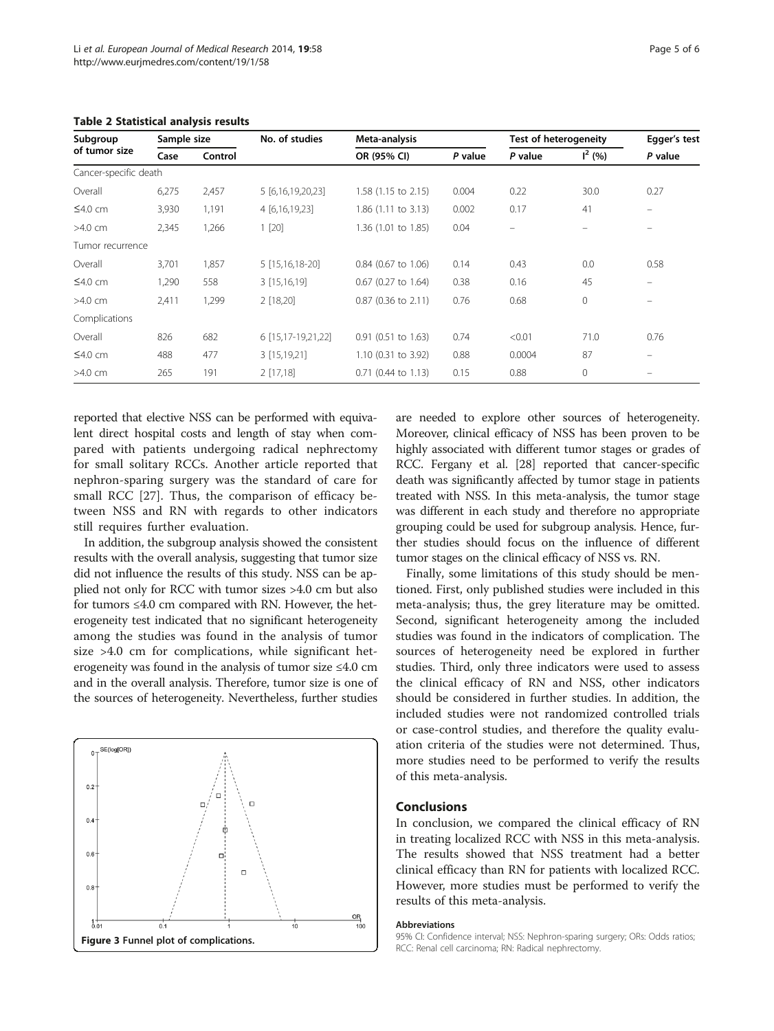**Table 2 Statistical analysis results**

| Subgroup of tumor size | Sample size | | No. of studies | Meta-analysis | | Test of heterogeneity | | Egger's test |
|---|---|---|---|---|---|---|---|---|
| | Case | Control | | OR (95% CI) | *P* value | *P* value | $I^2$ (%) | *P* value |
| Cancer-specific death | | | | | | | | |
| Overall | 6,275 | 2,457 | 5 [6,16,19,20,23] | 1.58 (1.15 to 2.15) | 0.004 | 0.22 | 30.0 | 0.27 |
| ≤4.0 cm | 3,930 | 1,191 | 4 [6,16,19,23] | 1.86 (1.11 to 3.13) | 0.002 | 0.17 | 41 | – |
| >4.0 cm | 2,345 | 1,266 | 1 [20] | 1.36 (1.01 to 1.85) | 0.04 | – | – | – |
| Tumor recurrence | | | | | | | | |
| Overall | 3,701 | 1,857 | 5 [15,16,18-20] | 0.84 (0.67 to 1.06) | 0.14 | 0.43 | 0.0 | 0.58 |
| ≤4.0 cm | 1,290 | 558 | 3 [15,16,19] | 0.67 (0.27 to 1.64) | 0.38 | 0.16 | 45 | – |
| >4.0 cm | 2,411 | 1,299 | 2 [18,20] | 0.87 (0.36 to 2.11) | 0.76 | 0.68 | 0 | – |
| Complications | | | | | | | | |
| Overall | 826 | 682 | 6 [15,17-19,21,22] | 0.91 (0.51 to 1.63) | 0.74 | <0.01 | 71.0 | 0.76 |
| ≤4.0 cm | 488 | 477 | 3 [15,19,21] | 1.10 (0.31 to 3.92) | 0.88 | 0.0004 | 87 | – |
| >4.0 cm | 265 | 191 | 2 [17,18] | 0.71 (0.44 to 1.13) | 0.15 | 0.88 | 0 | – |

reported that elective NSS can be performed with equivalent direct hospital costs and length of stay when compared with patients undergoing radical nephrectomy for small solitary RCCs. Another article reported that nephron-sparing surgery was the standard of care for small RCC [27]. Thus, the comparison of efficacy between NSS and RN with regards to other indicators still requires further evaluation.

In addition, the subgroup analysis showed the consistent results with the overall analysis, suggesting that tumor size did not influence the results of this study. NSS can be applied not only for RCC with tumor sizes >4.0 cm but also for tumors ≤4.0 cm compared with RN. However, the heterogeneity test indicated that no significant heterogeneity among the studies was found in the analysis of tumor size >4.0 cm for complications, while significant heterogeneity was found in the analysis of tumor size ≤4.0 cm and in the overall analysis. Therefore, tumor size is one of the sources of heterogeneity. Nevertheless, further studies are needed to explore other sources of heterogeneity. Moreover, clinical efficacy of NSS has been proven to be highly associated with different tumor stages or grades of RCC. Fergany et al. [28] reported that cancer-specific death was significantly affected by tumor stage in patients treated with NSS. In this meta-analysis, the tumor stage was different in each study and therefore no appropriate grouping could be used for subgroup analysis. Hence, further studies should focus on the influence of different tumor stages on the clinical efficacy of NSS vs. RN.

SE(log[OR])
0
0.2
0.4
0.6
0.8
1
0.01
0.1
1
10
100
OR

Figure 3 Funnel plot of complications.

Finally, some limitations of this study should be mentioned. First, only published studies were included in this meta-analysis; thus, the grey literature may be omitted. Second, significant heterogeneity among the included studies was found in the indicators of complication. The sources of heterogeneity need be explored in further studies. Third, only three indicators were used to assess the clinical efficacy of RN and NSS, other indicators should be considered in further studies. In addition, the included studies were not randomized controlled trials or case-control studies, and therefore the quality evaluation criteria of the studies were not determined. Thus, more studies need to be performed to verify the results of this meta-analysis.

## Conclusions

In conclusion, we compared the clinical efficacy of RN in treating localized RCC with NSS in this meta-analysis. The results showed that NSS treatment had a better clinical efficacy than RN for patients with localized RCC. However, more studies must be performed to verify the results of this meta-analysis.

#### Abbreviations

95% CI: Confidence interval; NSS: Nephron-sparing surgery; ORs: Odds ratios; RCC: Renal cell carcinoma; RN: Radical nephrectomy.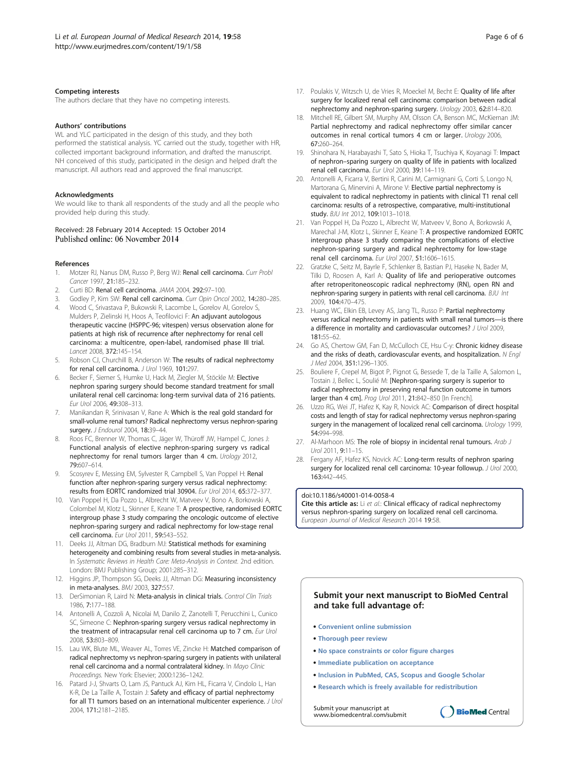### Competing interests

The authors declare that they have no competing interests.

### Authors' contributions

WL and YLC participated in the design of this study, and they both performed the statistical analysis. YC carried out the study, together with HR, collected important background information, and drafted the manuscript. NH conceived of this study, participated in the design and helped draft the manuscript. All authors read and approved the final manuscript.

### Acknowledgments

We would like to thank all respondents of the study and all the people who provided help during this study.

Received: 28 February 2014 Accepted: 15 October 2014
Published online: 06 November 2014

### References

1. Motzer RJ, Nanus DM, Russo P, Berg WJ: **Renal cell carcinoma.** *Curr Probl Cancer* 1997, **21:**185–232.
2. Curti BD: **Renal cell carcinoma.** *JAMA* 2004, **292:**97–100.
3. Godley P, Kim SW: **Renal cell carcinoma.** *Curr Opin Oncol* 2002, **14:**280–285.
4. Wood C, Srivastava P, Bukowski R, Lacombe L, Gorelov AI, Gorelov S, Mulders P, Zielinski H, Hoos A, Teofilovici F: **An adjuvant autologous therapeutic vaccine (HSPPC-96; vitespen) versus observation alone for patients at high risk of recurrence after nephrectomy for renal cell carcinoma: a multicentre, open-label, randomised phase III trial.** *Lancet* 2008, **372:**145–154.
5. Robson CJ, Churchill B, Anderson W: **The results of radical nephrectomy for renal cell carcinoma.** *J Urol* 1969, **101:**297.
6. Becker F, Siemer S, Humke U, Hack M, Ziegler M, Stöckle M: **Elective nephron sparing surgery should become standard treatment for small unilateral renal cell carcinoma: long-term survival data of 216 patients.** *Eur Urol* 2006, **49:**308–313.
7. Manikandan R, Srinivasan V, Rane A: **Which is the real gold standard for small-volume renal tumors? Radical nephrectomy versus nephron-sparing surgery.** *J Endourol* 2004, **18:**39–44.
8. Roos FC, Brenner W, Thomas C, Jäger W, Thüroff JW, Hampel C, Jones J: **Functional analysis of elective nephron-sparing surgery vs radical nephrectomy for renal tumors larger than 4 cm.** *Urology* 2012, **79:**607–614.
9. Scosyrev E, Messing EM, Sylvester R, Campbell S, Van Poppel H: **Renal function after nephron-sparing surgery versus radical nephrectomy: results from EORTC randomized trial 30904.** *Eur Urol* 2014, **65:**372–377.
10. Van Poppel H, Da Pozzo L, Albrecht W, Matveev V, Bono A, Borkowski A, Colombel M, Klotz L, Skinner E, Keane T: **A prospective, randomised EORTC intergroup phase 3 study comparing the oncologic outcome of elective nephron-sparing surgery and radical nephrectomy for low-stage renal cell carcinoma.** *Eur Urol* 2011, **59:**543–552.
11. Deeks JJ, Altman DG, Bradburn MJ: **Statistical methods for examining heterogeneity and combining results from several studies in meta-analysis.** In *Systematic Reviews in Health Care: Meta-Analysis in Context.* 2nd edition. London: BMJ Publishing Group; 2001:285–312.
12. Higgins JP, Thompson SG, Deeks JJ, Altman DG: **Measuring inconsistency in meta-analyses.** *BMJ* 2003, **327:**557.
13. DerSimonian R, Laird N: **Meta-analysis in clinical trials.** *Control Clin Trials* 1986, **7:**177–188.
14. Antonelli A, Cozzoli A, Nicolai M, Danilo Z, Zanotelli T, Perucchini L, Cunico SC, Simeone C: **Nephron-sparing surgery versus radical nephrectomy in the treatment of intracapsular renal cell carcinoma up to 7 cm.** *Eur Urol* 2008, **53:**803–809.
15. Lau WK, Blute ML, Weaver AL, Torres VE, Zincke H: **Matched comparison of radical nephrectomy vs nephron-sparing surgery in patients with unilateral renal cell carcinoma and a normal contralateral kidney.** In *Mayo Clinic Proceedings.* New York: Elsevier; 2000:1236–1242.
16. Patard J-J, Shvarts O, Lam JS, Pantuck AJ, Kim HL, Ficarra V, Cindolo L, Han K-R, De La Taille A, Tostain J: **Safety and efficacy of partial nephrectomy for all T1 tumors based on an international multicenter experience.** *J Urol* 2004, **171:**2181–2185.
17. Poulakis V, Witzsch U, de Vries R, Moeckel M, Becht E: **Quality of life after surgery for localized renal cell carcinoma: comparison between radical nephrectomy and nephron-sparing surgery.** *Urology* 2003, **62:**814–820.
18. Mitchell RE, Gilbert SM, Murphy AM, Olsson CA, Benson MC, McKiernan JM: **Partial nephrectomy and radical nephrectomy offer similar cancer outcomes in renal cortical tumors 4 cm or larger.** *Urology* 2006, **67:**260–264.
19. Shinohara N, Harabayashi T, Sato S, Hioka T, Tsuchiya K, Koyanagi T: **Impact of nephron–sparing surgery on quality of life in patients with localized renal cell carcinoma.** *Eur Urol* 2000, **39:**114–119.
20. Antonelli A, Ficarra V, Bertini R, Carini M, Carmignani G, Corti S, Longo N, Martorana G, Minervini A, Mirone V: **Elective partial nephrectomy is equivalent to radical nephrectomy in patients with clinical T1 renal cell carcinoma: results of a retrospective, comparative, multi-institutional study.** *BJU Int* 2012, **109:**1013–1018.
21. Van Poppel H, Da Pozzo L, Albrecht W, Matveev V, Bono A, Borkowski A, Marechal J-M, Klotz L, Skinner E, Keane T: **A prospective randomized EORTC intergroup phase 3 study comparing the complications of elective nephron-sparing surgery and radical nephrectomy for low-stage renal cell carcinoma.** *Eur Urol* 2007, **51:**1606–1615.
22. Gratzke C, Seitz M, Bayrle F, Schlenker B, Bastian PJ, Haseke N, Bader M, Tilki D, Roosen A, Karl A: **Quality of life and perioperative outcomes after retroperitoneoscopic radical nephrectomy (RN), open RN and nephron-sparing surgery in patients with renal cell carcinoma.** *BJU Int* 2009, **104:**470–475.
23. Huang WC, Elkin EB, Levey AS, Jang TL, Russo P: **Partial nephrectomy versus radical nephrectomy in patients with small renal tumors—is there a difference in mortality and cardiovascular outcomes?** *J Urol* 2009, **181:**55–62.
24. Go AS, Chertow GM, Fan D, McCulloch CE, Hsu C-y: **Chronic kidney disease and the risks of death, cardiovascular events, and hospitalization.** *N Engl J Med* 2004, **351:**1296–1305.
25. Bouliere F, Crepel M, Bigot P, Pignot G, Bessede T, de la Taille A, Salomon L, Tostain J, Bellec L, Soulié M: **[Nephron-sparing surgery is superior to radical nephrectomy in preserving renal function outcome in tumors larger than 4 cm].** *Prog Urol* 2011, **21:**842–850 [In French].
26. Uzzo RG, Wei JT, Hafez K, Kay R, Novick AC: **Comparison of direct hospital costs and length of stay for radical nephrectomy versus nephron-sparing surgery in the management of localized renal cell carcinoma.** *Urology* 1999, **54:**994–998.
27. Al-Marhoon MS: **The role of biopsy in incidental renal tumours.** *Arab J Urol* 2011, **9:**11–15.
28. Fergany AF, Hafez KS, Novick AC: **Long-term results of nephron sparing surgery for localized renal cell carcinoma: 10-year followup.** *J Urol* 2000, **163:**442–445.

doi:10.1186/s40001-014-0058-4

**Cite this article as:** Li *et al.*: Clinical efficacy of radical nephrectomy versus nephron-sparing surgery on localized renal cell carcinoma. *European Journal of Medical Research* 2014 **19**:58.

**Submit your next manuscript to BioMed Central and take full advantage of:**

- **Convenient online submission**
- **Thorough peer review**
- **No space constraints or color figure charges**
- **Immediate publication on acceptance**
- **Inclusion in PubMed, CAS, Scopus and Google Scholar**
- **Research which is freely available for redistribution**

Submit your manuscript at
www.biomedcentral.com/submit

BioMed Central